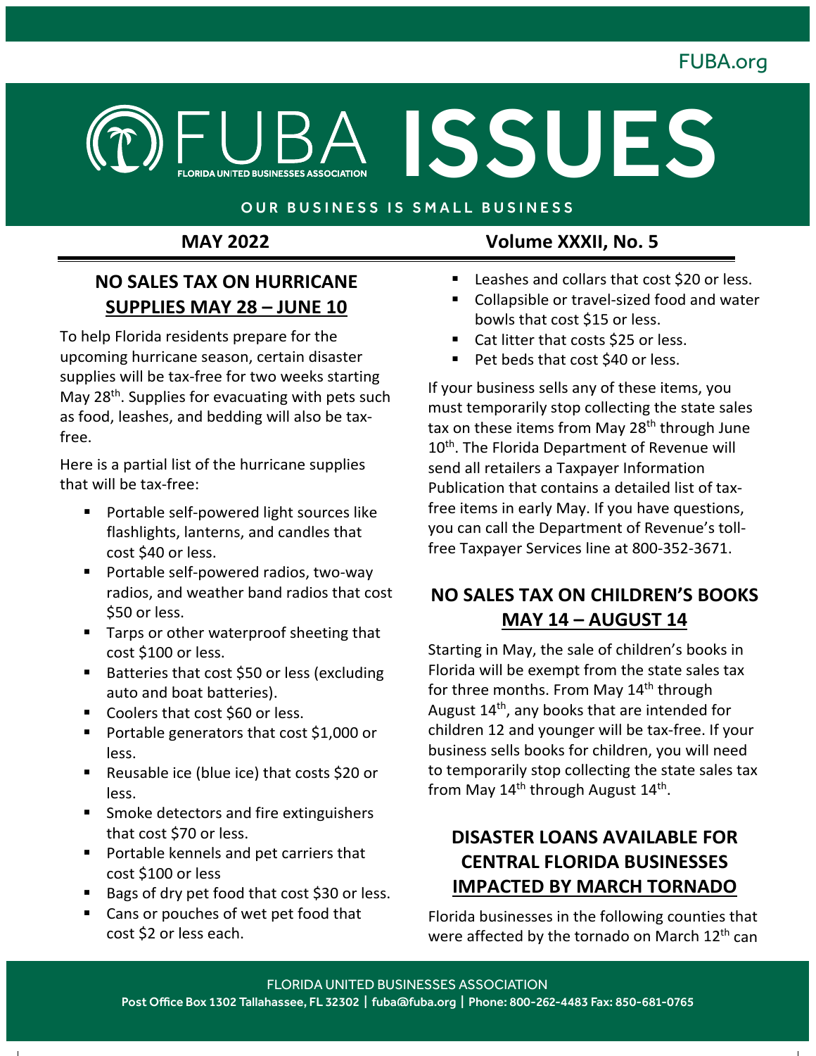FUBA.org

# FUBA ISSUES

FLORIDA UNITED BUSINESSES ASSOCIATION

OUR BUSINESS IS SMALL BUSINESS

**MAY 2022** | **Volume XXXII, No. 5**

## NO SALES TAX ON HURRICANE SUPPLIES MAY 28 – JUNE 10

To help Florida residents prepare for the upcoming hurricane season, certain disaster supplies will be tax-free for two weeks starting May 28th. Supplies for evacuating with pets such as food, leashes, and bedding will also be tax-free.

Here is a partial list of the hurricane supplies that will be tax-free:

- Portable self-powered light sources like flashlights, lanterns, and candles that cost $40 or less.
- Portable self-powered radios, two-way radios, and weather band radios that cost $50 or less.
- Tarps or other waterproof sheeting that cost $100 or less.
- Batteries that cost $50 or less (excluding auto and boat batteries).
- Coolers that cost $60 or less.
- Portable generators that cost $1,000 or less.
- Reusable ice (blue ice) that costs $20 or less.
- Smoke detectors and fire extinguishers that cost $70 or less.
- Portable kennels and pet carriers that cost $100 or less
- Bags of dry pet food that cost $30 or less.
- Cans or pouches of wet pet food that cost $2 or less each.
- Leashes and collars that cost $20 or less.
- Collapsible or travel-sized food and water bowls that cost $15 or less.
- Cat litter that costs $25 or less.
- Pet beds that cost $40 or less.

If your business sells any of these items, you must temporarily stop collecting the state sales tax on these items from May 28th through June 10th. The Florida Department of Revenue will send all retailers a Taxpayer Information Publication that contains a detailed list of tax-free items in early May. If you have questions, you can call the Department of Revenue's toll-free Taxpayer Services line at 800-352-3671.

## NO SALES TAX ON CHILDREN'S BOOKS MAY 14 – AUGUST 14

Starting in May, the sale of children's books in Florida will be exempt from the state sales tax for three months. From May 14th through August 14th, any books that are intended for children 12 and younger will be tax-free. If your business sells books for children, you will need to temporarily stop collecting the state sales tax from May 14th through August 14th.

## DISASTER LOANS AVAILABLE FOR CENTRAL FLORIDA BUSINESSES IMPACTED BY MARCH TORNADO

Florida businesses in the following counties that were affected by the tornado on March 12th can

FLORIDA UNITED BUSINESSES ASSOCIATION
Post Office Box 1302 Tallahassee, FL 32302 | fuba@fuba.org | Phone: 800-262-4483 Fax: 850-681-0765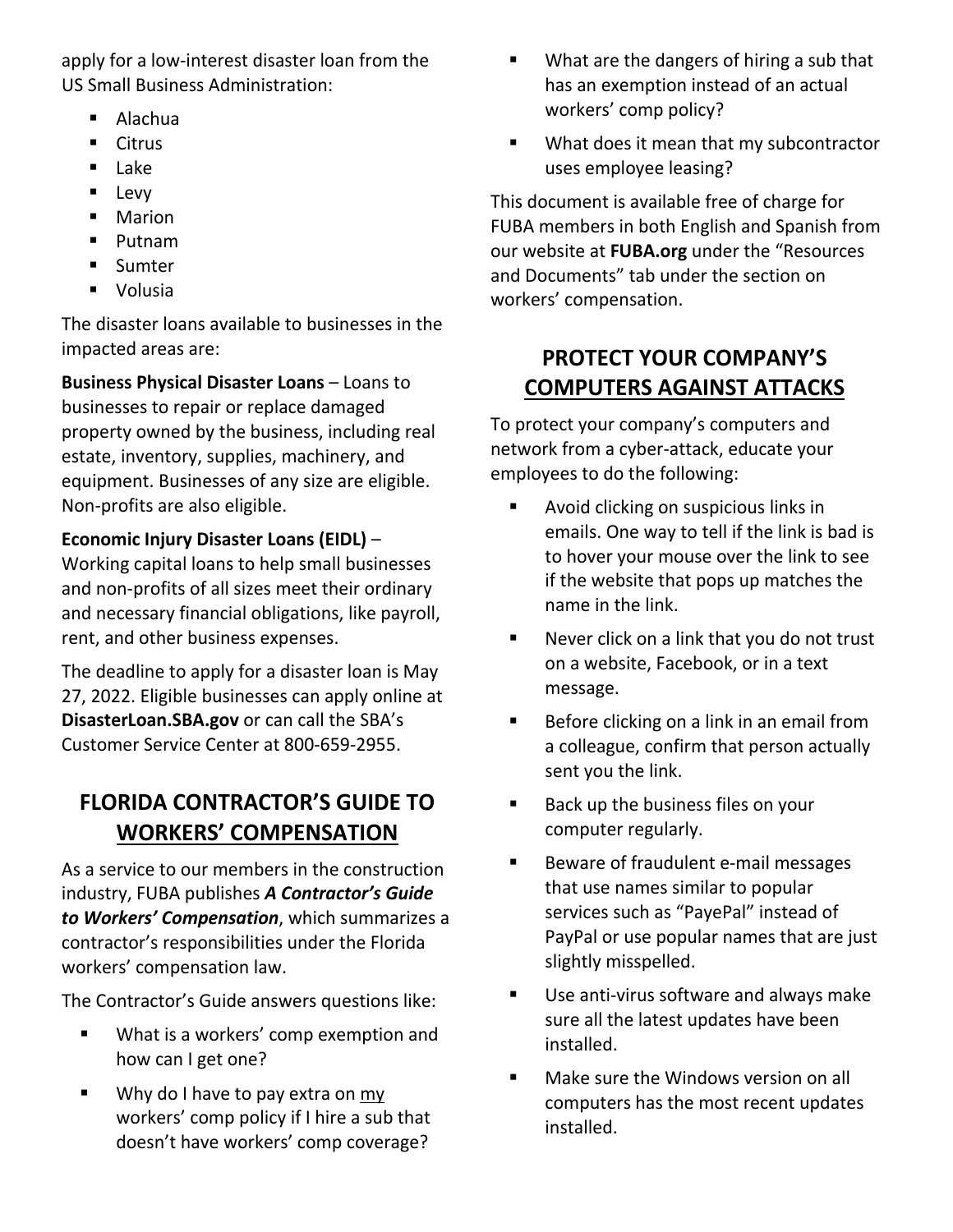apply for a low-interest disaster loan from the US Small Business Administration:

- Alachua
- Citrus
- Lake
- Levy
- Marion
- Putnam
- Sumter
- Volusia

The disaster loans available to businesses in the impacted areas are:

**Business Physical Disaster Loans** – Loans to businesses to repair or replace damaged property owned by the business, including real estate, inventory, supplies, machinery, and equipment. Businesses of any size are eligible. Non-profits are also eligible.

**Economic Injury Disaster Loans (EIDL)** – Working capital loans to help small businesses and non-profits of all sizes meet their ordinary and necessary financial obligations, like payroll, rent, and other business expenses.

The deadline to apply for a disaster loan is May 27, 2022. Eligible businesses can apply online at **DisasterLoan.SBA.gov** or can call the SBA's Customer Service Center at 800-659-2955.

## FLORIDA CONTRACTOR'S GUIDE TO WORKERS' COMPENSATION

As a service to our members in the construction industry, FUBA publishes ***A Contractor's Guide to Workers' Compensation***, which summarizes a contractor's responsibilities under the Florida workers' compensation law.

The Contractor's Guide answers questions like:

- What is a workers' comp exemption and how can I get one?
- Why do I have to pay extra on my workers' comp policy if I hire a sub that doesn't have workers' comp coverage?
- What are the dangers of hiring a sub that has an exemption instead of an actual workers' comp policy?
- What does it mean that my subcontractor uses employee leasing?

This document is available free of charge for FUBA members in both English and Spanish from our website at **FUBA.org** under the "Resources and Documents" tab under the section on workers' compensation.

## PROTECT YOUR COMPANY'S COMPUTERS AGAINST ATTACKS

To protect your company's computers and network from a cyber-attack, educate your employees to do the following:

- Avoid clicking on suspicious links in emails. One way to tell if the link is bad is to hover your mouse over the link to see if the website that pops up matches the name in the link.
- Never click on a link that you do not trust on a website, Facebook, or in a text message.
- Before clicking on a link in an email from a colleague, confirm that person actually sent you the link.
- Back up the business files on your computer regularly.
- Beware of fraudulent e-mail messages that use names similar to popular services such as "PayePal" instead of PayPal or use popular names that are just slightly misspelled.
- Use anti-virus software and always make sure all the latest updates have been installed.
- Make sure the Windows version on all computers has the most recent updates installed.